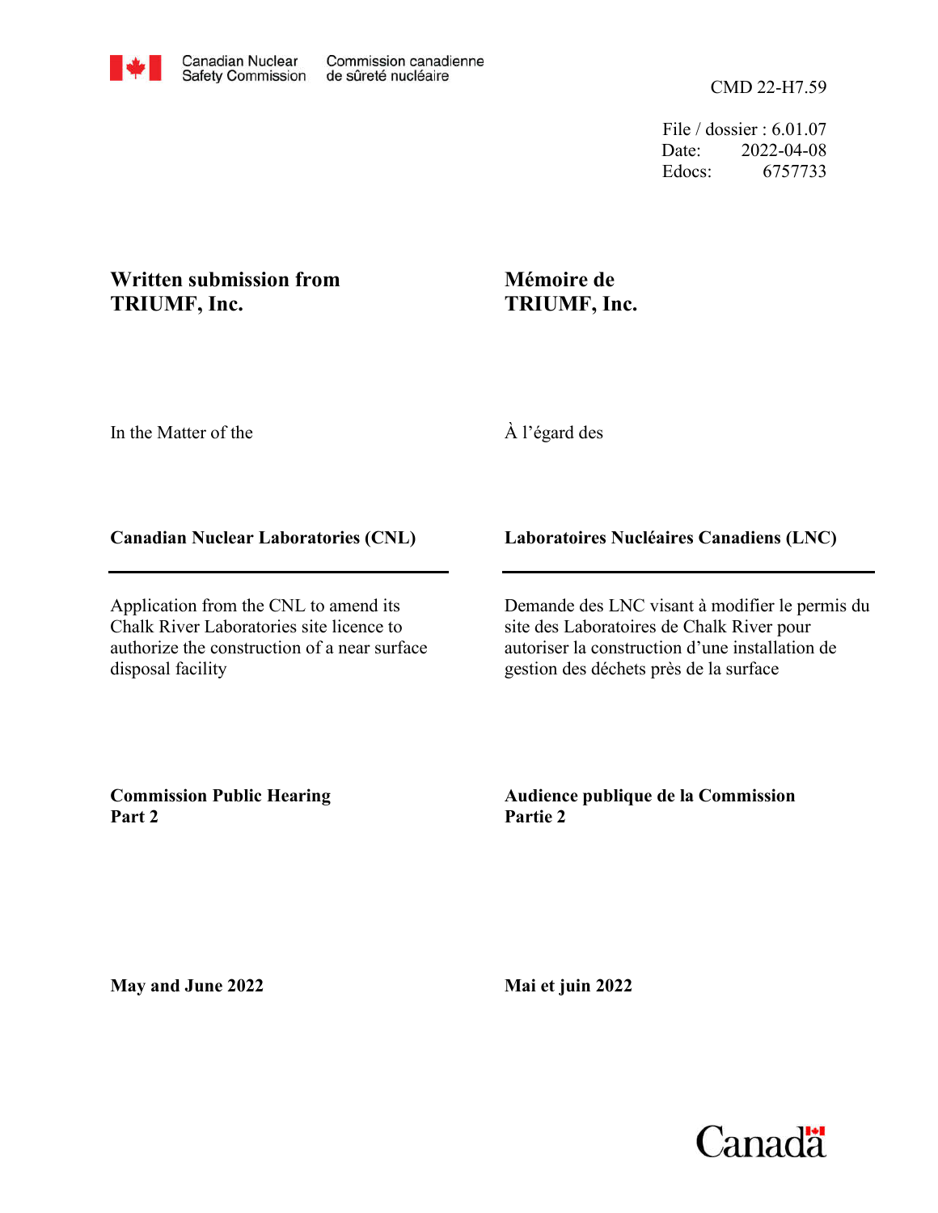Canadian Nuclear Safety Commission | Commission canadienne de sûreté nucléaire

CMD 22-H7.59

File / dossier : 6.01.07
Date: 2022-04-08
Edocs: 6757733

**Written submission from TRIUMF, Inc.**

**Mémoire de TRIUMF, Inc.**

In the Matter of the

À l'égard des

**Canadian Nuclear Laboratories (CNL)**

**Laboratoires Nucléaires Canadiens (LNC)**

Application from the CNL to amend its Chalk River Laboratories site licence to authorize the construction of a near surface disposal facility

Demande des LNC visant à modifier le permis du site des Laboratoires de Chalk River pour autoriser la construction d'une installation de gestion des déchets près de la surface

**Commission Public Hearing Part 2**

**Audience publique de la Commission Partie 2**

**May and June 2022**

**Mai et juin 2022**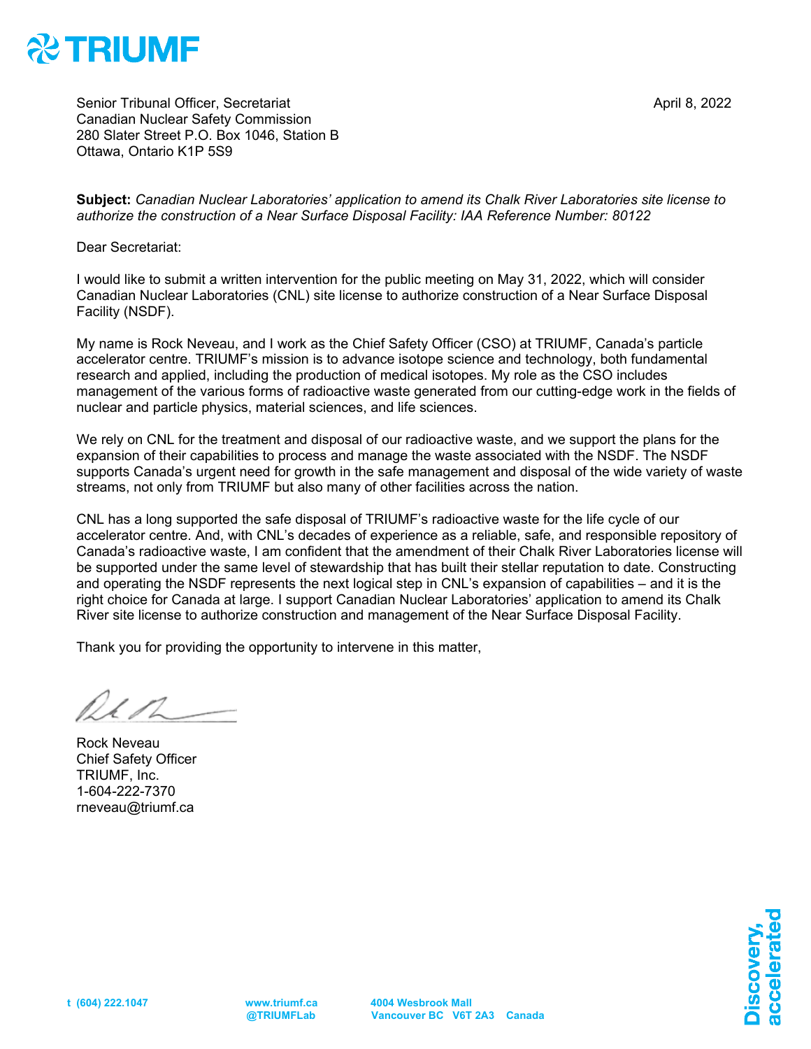# TRIUMF

Senior Tribunal Officer, Secretariat
Canadian Nuclear Safety Commission
280 Slater Street P.O. Box 1046, Station B
Ottawa, Ontario K1P 5S9

April 8, 2022

**Subject:** *Canadian Nuclear Laboratories' application to amend its Chalk River Laboratories site license to authorize the construction of a Near Surface Disposal Facility: IAA Reference Number: 80122*

Dear Secretariat:

I would like to submit a written intervention for the public meeting on May 31, 2022, which will consider Canadian Nuclear Laboratories (CNL) site license to authorize construction of a Near Surface Disposal Facility (NSDF).

My name is Rock Neveau, and I work as the Chief Safety Officer (CSO) at TRIUMF, Canada's particle accelerator centre. TRIUMF's mission is to advance isotope science and technology, both fundamental research and applied, including the production of medical isotopes. My role as the CSO includes management of the various forms of radioactive waste generated from our cutting-edge work in the fields of nuclear and particle physics, material sciences, and life sciences.

We rely on CNL for the treatment and disposal of our radioactive waste, and we support the plans for the expansion of their capabilities to process and manage the waste associated with the NSDF. The NSDF supports Canada's urgent need for growth in the safe management and disposal of the wide variety of waste streams, not only from TRIUMF but also many of other facilities across the nation.

CNL has a long supported the safe disposal of TRIUMF's radioactive waste for the life cycle of our accelerator centre. And, with CNL's decades of experience as a reliable, safe, and responsible repository of Canada's radioactive waste, I am confident that the amendment of their Chalk River Laboratories license will be supported under the same level of stewardship that has built their stellar reputation to date. Constructing and operating the NSDF represents the next logical step in CNL's expansion of capabilities – and it is the right choice for Canada at large. I support Canadian Nuclear Laboratories' application to amend its Chalk River site license to authorize construction and management of the Near Surface Disposal Facility.

Thank you for providing the opportunity to intervene in this matter,

Rock Neveau
Chief Safety Officer
TRIUMF, Inc.
1-604-222-7370
rneveau@triumf.ca

t (604) 222.1047
www.triumf.ca
@TRIUMFLab
4004 Wesbrook Mall
Vancouver BC V6T 2A3 Canada

Discovery, accelerated